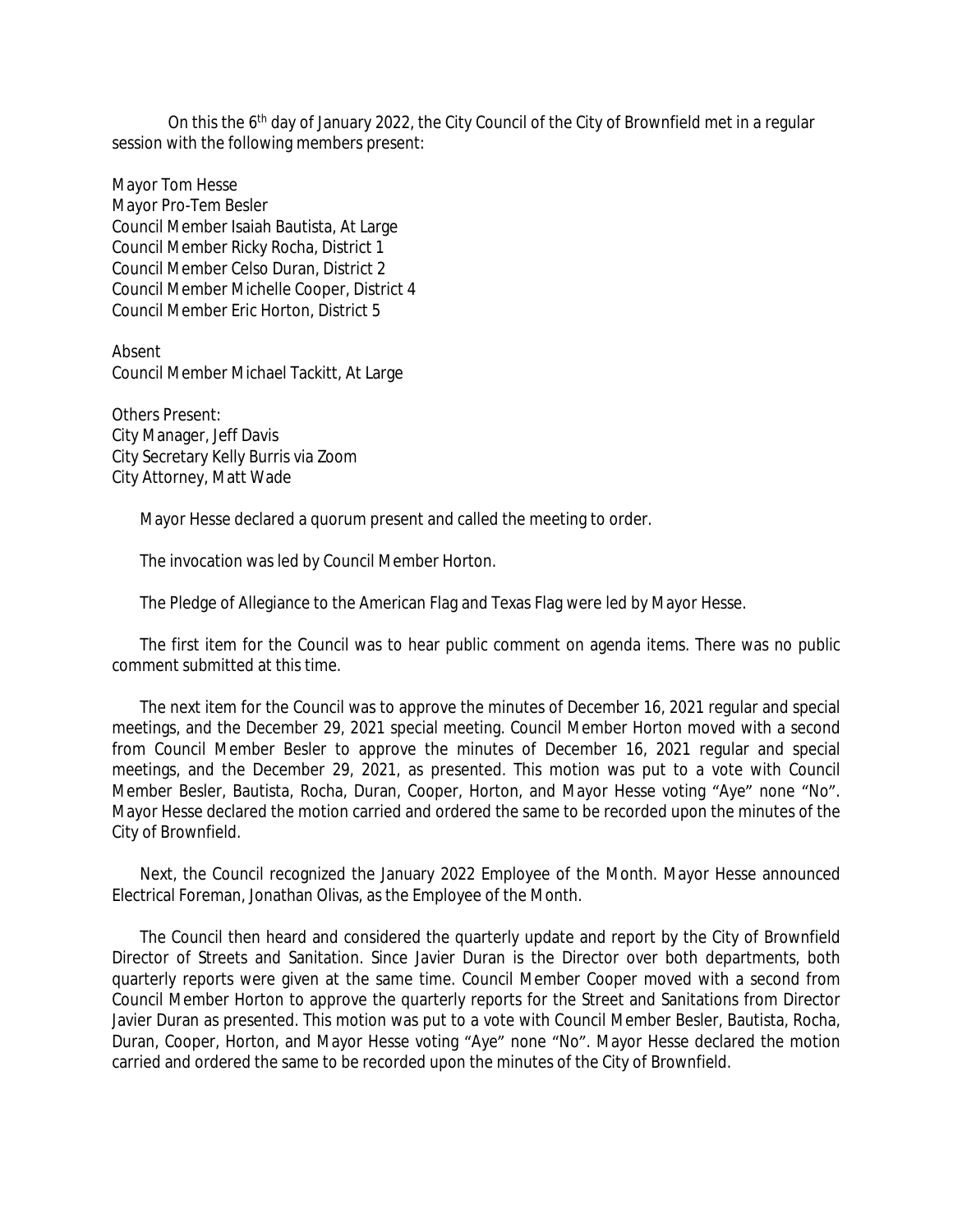On this the 6th day of January 2022, the City Council of the City of Brownfield met in a regular session with the following members present:

Mayor Tom Hesse
Mayor Pro-Tem Besler
Council Member Isaiah Bautista, At Large
Council Member Ricky Rocha, District 1
Council Member Celso Duran, District 2
Council Member Michelle Cooper, District 4
Council Member Eric Horton, District 5

Absent
Council Member Michael Tackitt, At Large

Others Present:
City Manager, Jeff Davis
City Secretary Kelly Burris via Zoom
City Attorney, Matt Wade

Mayor Hesse declared a quorum present and called the meeting to order.

The invocation was led by Council Member Horton.

The Pledge of Allegiance to the American Flag and Texas Flag were led by Mayor Hesse.

The first item for the Council was to hear public comment on agenda items. There was no public comment submitted at this time.

The next item for the Council was to approve the minutes of December 16, 2021 regular and special meetings, and the December 29, 2021 special meeting. Council Member Horton moved with a second from Council Member Besler to approve the minutes of December 16, 2021 regular and special meetings, and the December 29, 2021, as presented. This motion was put to a vote with Council Member Besler, Bautista, Rocha, Duran, Cooper, Horton, and Mayor Hesse voting "Aye" none "No". Mayor Hesse declared the motion carried and ordered the same to be recorded upon the minutes of the City of Brownfield.

Next, the Council recognized the January 2022 Employee of the Month. Mayor Hesse announced Electrical Foreman, Jonathan Olivas, as the Employee of the Month.

The Council then heard and considered the quarterly update and report by the City of Brownfield Director of Streets and Sanitation. Since Javier Duran is the Director over both departments, both quarterly reports were given at the same time. Council Member Cooper moved with a second from Council Member Horton to approve the quarterly reports for the Street and Sanitations from Director Javier Duran as presented. This motion was put to a vote with Council Member Besler, Bautista, Rocha, Duran, Cooper, Horton, and Mayor Hesse voting "Aye" none "No". Mayor Hesse declared the motion carried and ordered the same to be recorded upon the minutes of the City of Brownfield.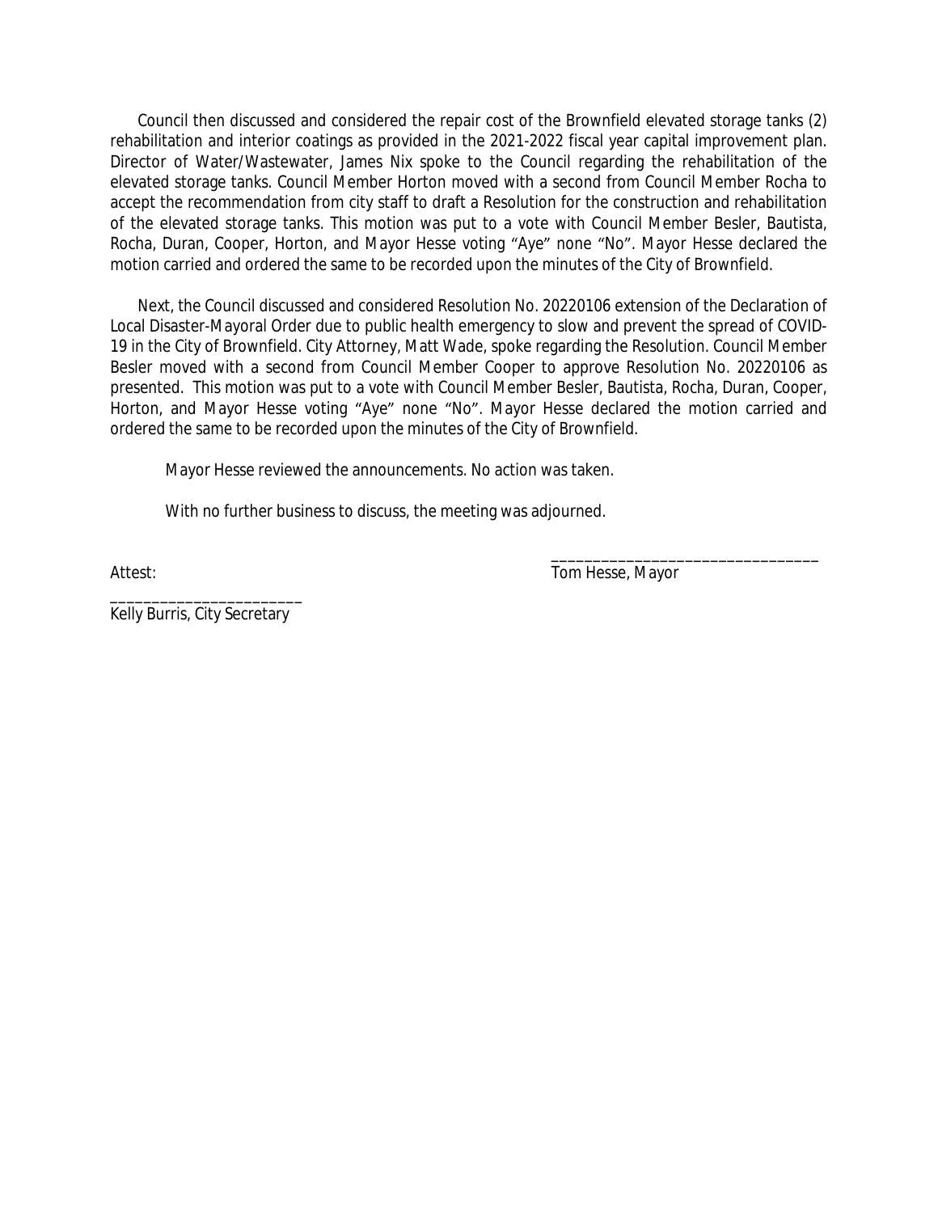Council then discussed and considered the repair cost of the Brownfield elevated storage tanks (2) rehabilitation and interior coatings as provided in the 2021-2022 fiscal year capital improvement plan. Director of Water/Wastewater, James Nix spoke to the Council regarding the rehabilitation of the elevated storage tanks. Council Member Horton moved with a second from Council Member Rocha to accept the recommendation from city staff to draft a Resolution for the construction and rehabilitation of the elevated storage tanks. This motion was put to a vote with Council Member Besler, Bautista, Rocha, Duran, Cooper, Horton, and Mayor Hesse voting "Aye" none "No". Mayor Hesse declared the motion carried and ordered the same to be recorded upon the minutes of the City of Brownfield.

Next, the Council discussed and considered Resolution No. 20220106 extension of the Declaration of Local Disaster-Mayoral Order due to public health emergency to slow and prevent the spread of COVID-19 in the City of Brownfield. City Attorney, Matt Wade, spoke regarding the Resolution. Council Member Besler moved with a second from Council Member Cooper to approve Resolution No. 20220106 as presented. This motion was put to a vote with Council Member Besler, Bautista, Rocha, Duran, Cooper, Horton, and Mayor Hesse voting "Aye" none "No". Mayor Hesse declared the motion carried and ordered the same to be recorded upon the minutes of the City of Brownfield.

Mayor Hesse reviewed the announcements. No action was taken.

With no further business to discuss, the meeting was adjourned.

Attest:

_______________________________
Tom Hesse, Mayor

______________________
Kelly Burris, City Secretary